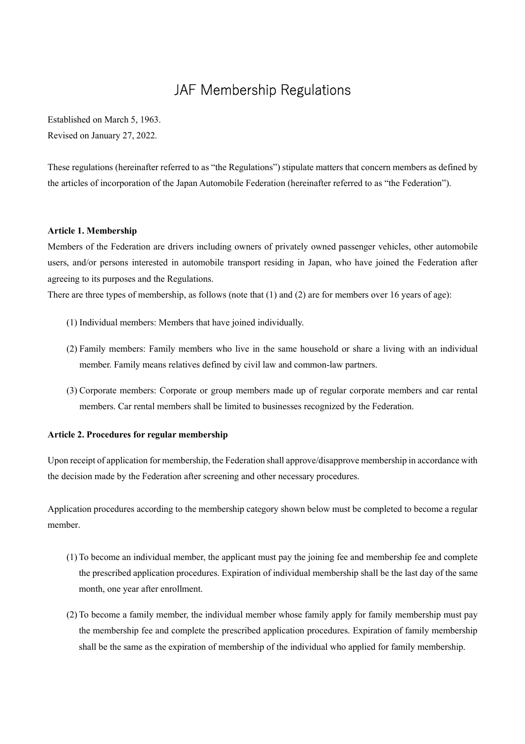# JAF Membership Regulations

Established on March 5, 1963.
Revised on January 27, 2022.

These regulations (hereinafter referred to as "the Regulations") stipulate matters that concern members as defined by the articles of incorporation of the Japan Automobile Federation (hereinafter referred to as "the Federation").

**Article 1. Membership**

Members of the Federation are drivers including owners of privately owned passenger vehicles, other automobile users, and/or persons interested in automobile transport residing in Japan, who have joined the Federation after agreeing to its purposes and the Regulations.

There are three types of membership, as follows (note that (1) and (2) are for members over 16 years of age):

(1) Individual members: Members that have joined individually.

(2) Family members: Family members who live in the same household or share a living with an individual member. Family means relatives defined by civil law and common-law partners.

(3) Corporate members: Corporate or group members made up of regular corporate members and car rental members. Car rental members shall be limited to businesses recognized by the Federation.

**Article 2. Procedures for regular membership**

Upon receipt of application for membership, the Federation shall approve/disapprove membership in accordance with the decision made by the Federation after screening and other necessary procedures.

Application procedures according to the membership category shown below must be completed to become a regular member.

(1) To become an individual member, the applicant must pay the joining fee and membership fee and complete the prescribed application procedures. Expiration of individual membership shall be the last day of the same month, one year after enrollment.

(2) To become a family member, the individual member whose family apply for family membership must pay the membership fee and complete the prescribed application procedures. Expiration of family membership shall be the same as the expiration of membership of the individual who applied for family membership.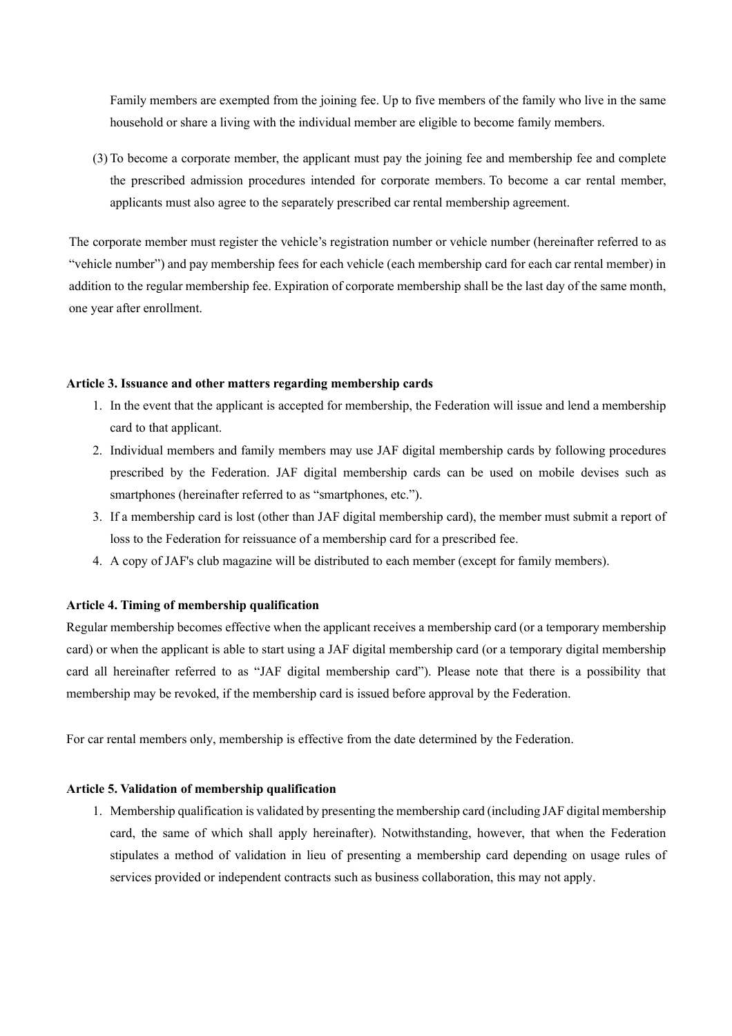Family members are exempted from the joining fee. Up to five members of the family who live in the same household or share a living with the individual member are eligible to become family members.

(3) To become a corporate member, the applicant must pay the joining fee and membership fee and complete the prescribed admission procedures intended for corporate members. To become a car rental member, applicants must also agree to the separately prescribed car rental membership agreement.

The corporate member must register the vehicle's registration number or vehicle number (hereinafter referred to as "vehicle number") and pay membership fees for each vehicle (each membership card for each car rental member) in addition to the regular membership fee. Expiration of corporate membership shall be the last day of the same month, one year after enrollment.

**Article 3. Issuance and other matters regarding membership cards**

1. In the event that the applicant is accepted for membership, the Federation will issue and lend a membership card to that applicant.
2. Individual members and family members may use JAF digital membership cards by following procedures prescribed by the Federation. JAF digital membership cards can be used on mobile devises such as smartphones (hereinafter referred to as "smartphones, etc.").
3. If a membership card is lost (other than JAF digital membership card), the member must submit a report of loss to the Federation for reissuance of a membership card for a prescribed fee.
4. A copy of JAF's club magazine will be distributed to each member (except for family members).

**Article 4. Timing of membership qualification**

Regular membership becomes effective when the applicant receives a membership card (or a temporary membership card) or when the applicant is able to start using a JAF digital membership card (or a temporary digital membership card all hereinafter referred to as "JAF digital membership card"). Please note that there is a possibility that membership may be revoked, if the membership card is issued before approval by the Federation.

For car rental members only, membership is effective from the date determined by the Federation.

**Article 5. Validation of membership qualification**

1. Membership qualification is validated by presenting the membership card (including JAF digital membership card, the same of which shall apply hereinafter). Notwithstanding, however, that when the Federation stipulates a method of validation in lieu of presenting a membership card depending on usage rules of services provided or independent contracts such as business collaboration, this may not apply.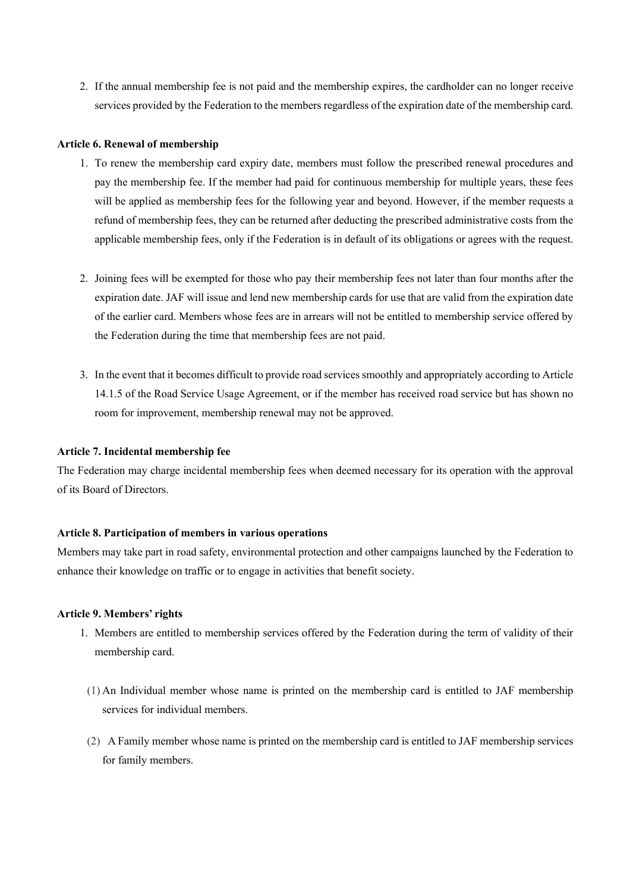2. If the annual membership fee is not paid and the membership expires, the cardholder can no longer receive services provided by the Federation to the members regardless of the expiration date of the membership card.

### Article 6. Renewal of membership

1. To renew the membership card expiry date, members must follow the prescribed renewal procedures and pay the membership fee. If the member had paid for continuous membership for multiple years, these fees will be applied as membership fees for the following year and beyond. However, if the member requests a refund of membership fees, they can be returned after deducting the prescribed administrative costs from the applicable membership fees, only if the Federation is in default of its obligations or agrees with the request.

2. Joining fees will be exempted for those who pay their membership fees not later than four months after the expiration date. JAF will issue and lend new membership cards for use that are valid from the expiration date of the earlier card. Members whose fees are in arrears will not be entitled to membership service offered by the Federation during the time that membership fees are not paid.

3. In the event that it becomes difficult to provide road services smoothly and appropriately according to Article 14.1.5 of the Road Service Usage Agreement, or if the member has received road service but has shown no room for improvement, membership renewal may not be approved.

### Article 7. Incidental membership fee

The Federation may charge incidental membership fees when deemed necessary for its operation with the approval of its Board of Directors.

### Article 8. Participation of members in various operations

Members may take part in road safety, environmental protection and other campaigns launched by the Federation to enhance their knowledge on traffic or to engage in activities that benefit society.

### Article 9. Members' rights

1. Members are entitled to membership services offered by the Federation during the term of validity of their membership card.

   (1) An Individual member whose name is printed on the membership card is entitled to JAF membership services for individual members.

   (2) A Family member whose name is printed on the membership card is entitled to JAF membership services for family members.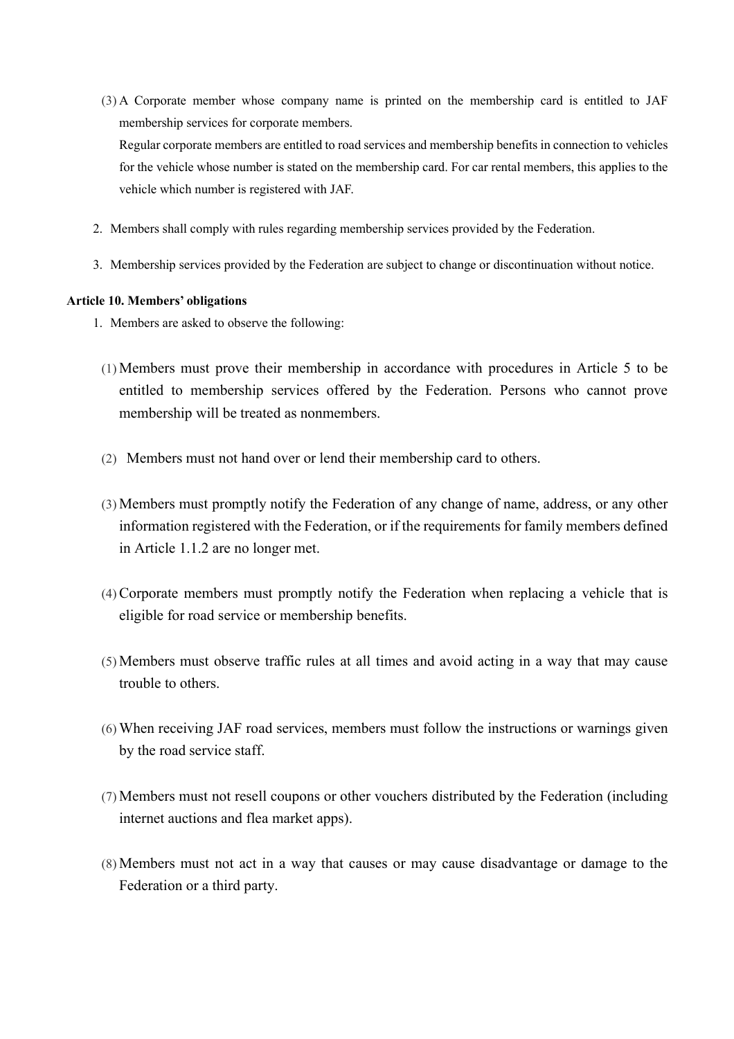(3) A Corporate member whose company name is printed on the membership card is entitled to JAF membership services for corporate members.
Regular corporate members are entitled to road services and membership benefits in connection to vehicles for the vehicle whose number is stated on the membership card. For car rental members, this applies to the vehicle which number is registered with JAF.

2. Members shall comply with rules regarding membership services provided by the Federation.

3. Membership services provided by the Federation are subject to change or discontinuation without notice.

**Article 10. Members' obligations**

1. Members are asked to observe the following:

(1) Members must prove their membership in accordance with procedures in Article 5 to be entitled to membership services offered by the Federation. Persons who cannot prove membership will be treated as nonmembers.

(2) Members must not hand over or lend their membership card to others.

(3) Members must promptly notify the Federation of any change of name, address, or any other information registered with the Federation, or if the requirements for family members defined in Article 1.1.2 are no longer met.

(4) Corporate members must promptly notify the Federation when replacing a vehicle that is eligible for road service or membership benefits.

(5) Members must observe traffic rules at all times and avoid acting in a way that may cause trouble to others.

(6) When receiving JAF road services, members must follow the instructions or warnings given by the road service staff.

(7) Members must not resell coupons or other vouchers distributed by the Federation (including internet auctions and flea market apps).

(8) Members must not act in a way that causes or may cause disadvantage or damage to the Federation or a third party.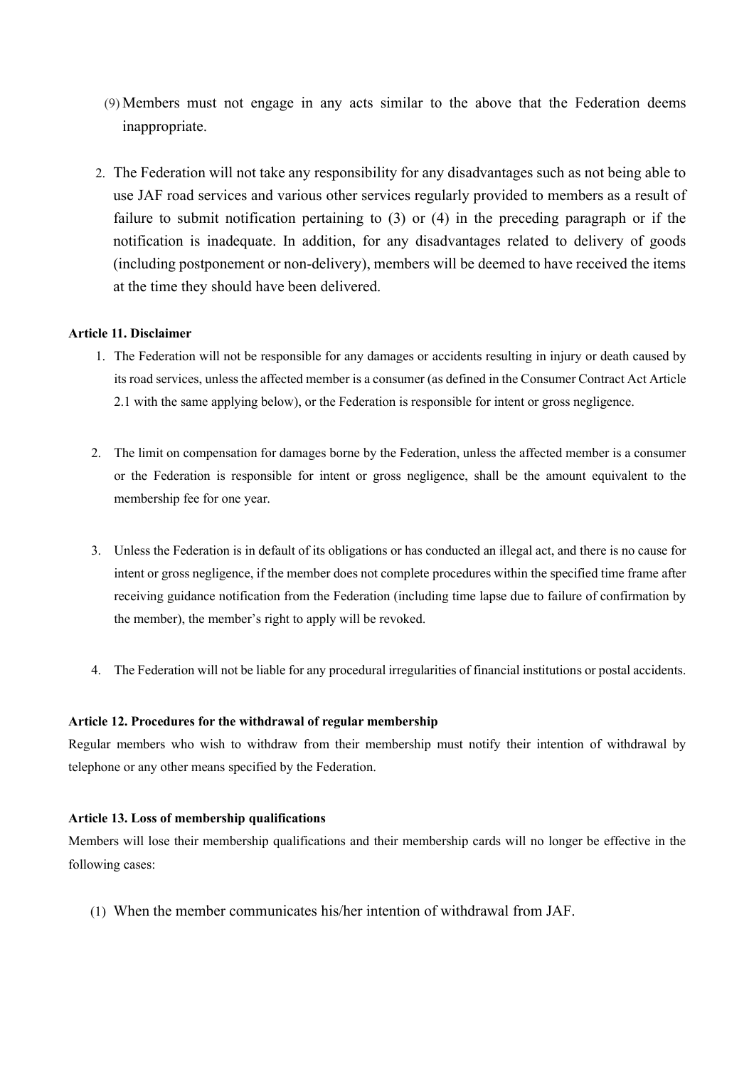(9) Members must not engage in any acts similar to the above that the Federation deems inappropriate.

2. The Federation will not take any responsibility for any disadvantages such as not being able to use JAF road services and various other services regularly provided to members as a result of failure to submit notification pertaining to (3) or (4) in the preceding paragraph or if the notification is inadequate. In addition, for any disadvantages related to delivery of goods (including postponement or non-delivery), members will be deemed to have received the items at the time they should have been delivered.

**Article 11. Disclaimer**

1. The Federation will not be responsible for any damages or accidents resulting in injury or death caused by its road services, unless the affected member is a consumer (as defined in the Consumer Contract Act Article 2.1 with the same applying below), or the Federation is responsible for intent or gross negligence.

2. The limit on compensation for damages borne by the Federation, unless the affected member is a consumer or the Federation is responsible for intent or gross negligence, shall be the amount equivalent to the membership fee for one year.

3. Unless the Federation is in default of its obligations or has conducted an illegal act, and there is no cause for intent or gross negligence, if the member does not complete procedures within the specified time frame after receiving guidance notification from the Federation (including time lapse due to failure of confirmation by the member), the member's right to apply will be revoked.

4. The Federation will not be liable for any procedural irregularities of financial institutions or postal accidents.

**Article 12. Procedures for the withdrawal of regular membership**

Regular members who wish to withdraw from their membership must notify their intention of withdrawal by telephone or any other means specified by the Federation.

**Article 13. Loss of membership qualifications**

Members will lose their membership qualifications and their membership cards will no longer be effective in the following cases:

(1) When the member communicates his/her intention of withdrawal from JAF.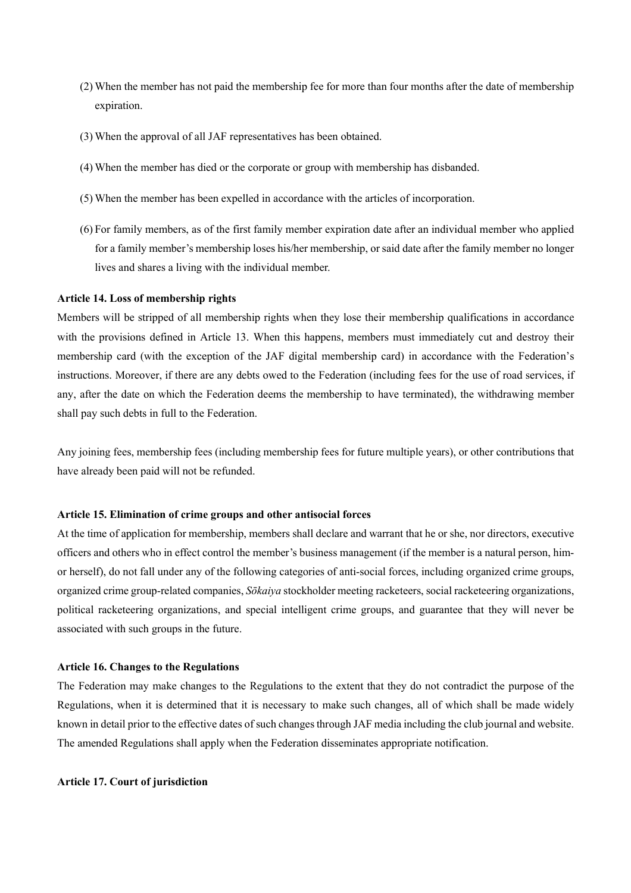(2) When the member has not paid the membership fee for more than four months after the date of membership expiration.

(3) When the approval of all JAF representatives has been obtained.

(4) When the member has died or the corporate or group with membership has disbanded.

(5) When the member has been expelled in accordance with the articles of incorporation.

(6) For family members, as of the first family member expiration date after an individual member who applied for a family member's membership loses his/her membership, or said date after the family member no longer lives and shares a living with the individual member.

**Article 14. Loss of membership rights**

Members will be stripped of all membership rights when they lose their membership qualifications in accordance with the provisions defined in Article 13. When this happens, members must immediately cut and destroy their membership card (with the exception of the JAF digital membership card) in accordance with the Federation's instructions. Moreover, if there are any debts owed to the Federation (including fees for the use of road services, if any, after the date on which the Federation deems the membership to have terminated), the withdrawing member shall pay such debts in full to the Federation.

Any joining fees, membership fees (including membership fees for future multiple years), or other contributions that have already been paid will not be refunded.

**Article 15. Elimination of crime groups and other antisocial forces**

At the time of application for membership, members shall declare and warrant that he or she, nor directors, executive officers and others who in effect control the member's business management (if the member is a natural person, him- or herself), do not fall under any of the following categories of anti-social forces, including organized crime groups, organized crime group-related companies, *Sōkaiya* stockholder meeting racketeers, social racketeering organizations, political racketeering organizations, and special intelligent crime groups, and guarantee that they will never be associated with such groups in the future.

**Article 16. Changes to the Regulations**

The Federation may make changes to the Regulations to the extent that they do not contradict the purpose of the Regulations, when it is determined that it is necessary to make such changes, all of which shall be made widely known in detail prior to the effective dates of such changes through JAF media including the club journal and website. The amended Regulations shall apply when the Federation disseminates appropriate notification.

**Article 17. Court of jurisdiction**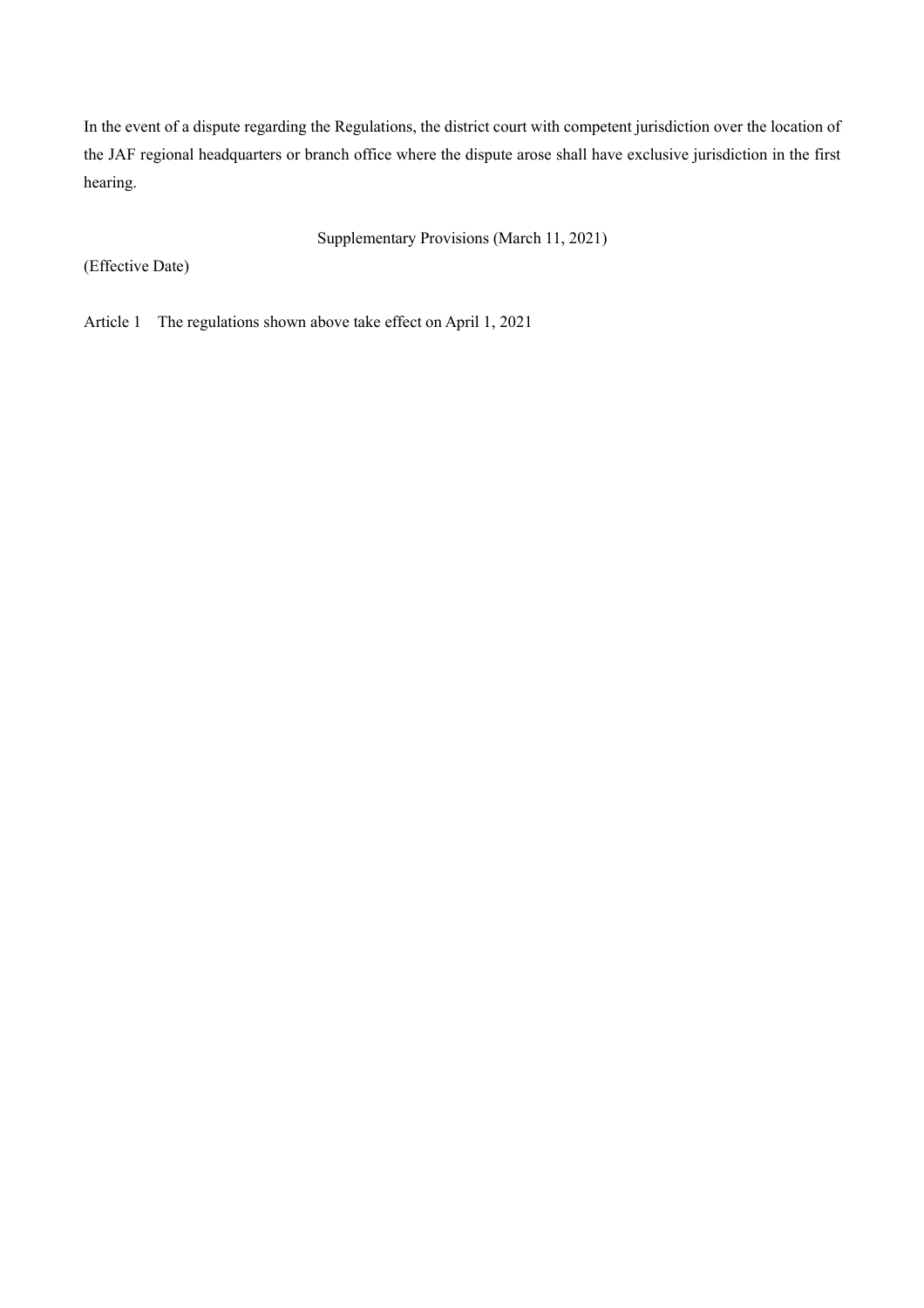In the event of a dispute regarding the Regulations, the district court with competent jurisdiction over the location of the JAF regional headquarters or branch office where the dispute arose shall have exclusive jurisdiction in the first hearing.

Supplementary Provisions (March 11, 2021)

(Effective Date)

Article 1 The regulations shown above take effect on April 1, 2021